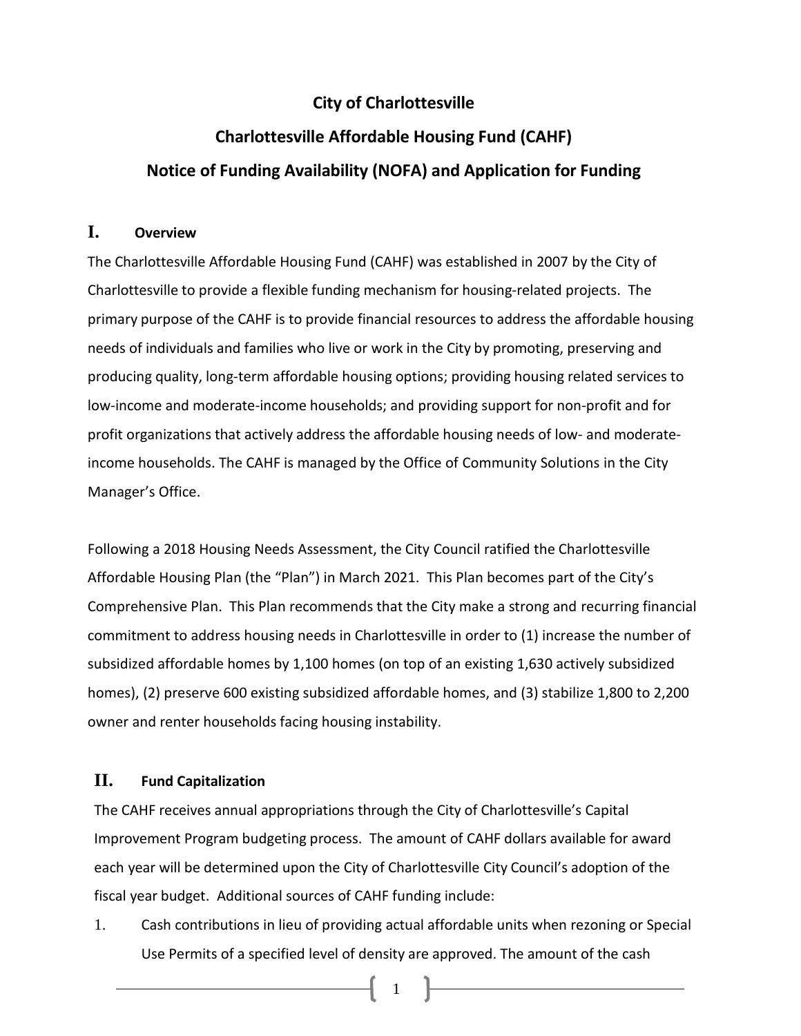# City of Charlottesville

# Charlottesville Affordable Housing Fund (CAHF)

# Notice of Funding Availability (NOFA) and Application for Funding

## I. Overview

The Charlottesville Affordable Housing Fund (CAHF) was established in 2007 by the City of Charlottesville to provide a flexible funding mechanism for housing-related projects. The primary purpose of the CAHF is to provide financial resources to address the affordable housing needs of individuals and families who live or work in the City by promoting, preserving and producing quality, long-term affordable housing options; providing housing related services to low-income and moderate-income households; and providing support for non-profit and for profit organizations that actively address the affordable housing needs of low- and moderate-income households. The CAHF is managed by the Office of Community Solutions in the City Manager's Office.

Following a 2018 Housing Needs Assessment, the City Council ratified the Charlottesville Affordable Housing Plan (the "Plan") in March 2021. This Plan becomes part of the City's Comprehensive Plan. This Plan recommends that the City make a strong and recurring financial commitment to address housing needs in Charlottesville in order to (1) increase the number of subsidized affordable homes by 1,100 homes (on top of an existing 1,630 actively subsidized homes), (2) preserve 600 existing subsidized affordable homes, and (3) stabilize 1,800 to 2,200 owner and renter households facing housing instability.

## II. Fund Capitalization

The CAHF receives annual appropriations through the City of Charlottesville's Capital Improvement Program budgeting process. The amount of CAHF dollars available for award each year will be determined upon the City of Charlottesville City Council's adoption of the fiscal year budget. Additional sources of CAHF funding include:

1. Cash contributions in lieu of providing actual affordable units when rezoning or Special Use Permits of a specified level of density are approved. The amount of the cash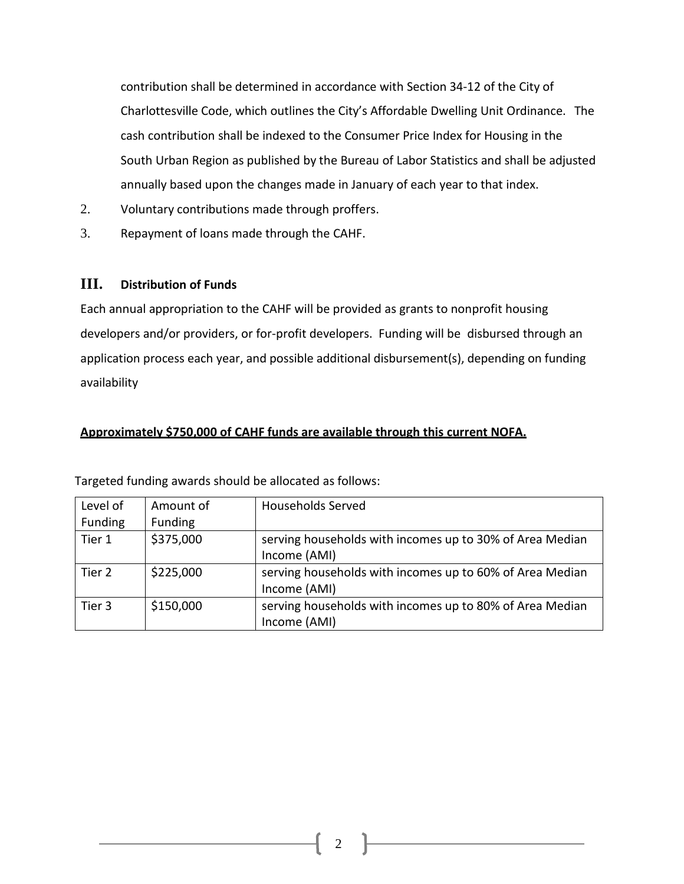contribution shall be determined in accordance with Section 34-12 of the City of Charlottesville Code, which outlines the City's Affordable Dwelling Unit Ordinance. The cash contribution shall be indexed to the Consumer Price Index for Housing in the South Urban Region as published by the Bureau of Labor Statistics and shall be adjusted annually based upon the changes made in January of each year to that index.

2. Voluntary contributions made through proffers.
3. Repayment of loans made through the CAHF.

## III. Distribution of Funds

Each annual appropriation to the CAHF will be provided as grants to nonprofit housing developers and/or providers, or for-profit developers. Funding will be disbursed through an application process each year, and possible additional disbursement(s), depending on funding availability

**Approximately $750,000 of CAHF funds are available through this current NOFA.**

Targeted funding awards should be allocated as follows:

| Level of Funding | Amount of Funding | Households Served |
|---|---|---|
| Tier 1 | $375,000 | serving households with incomes up to 30% of Area Median Income (AMI) |
| Tier 2 | $225,000 | serving households with incomes up to 60% of Area Median Income (AMI) |
| Tier 3 | $150,000 | serving households with incomes up to 80% of Area Median Income (AMI) |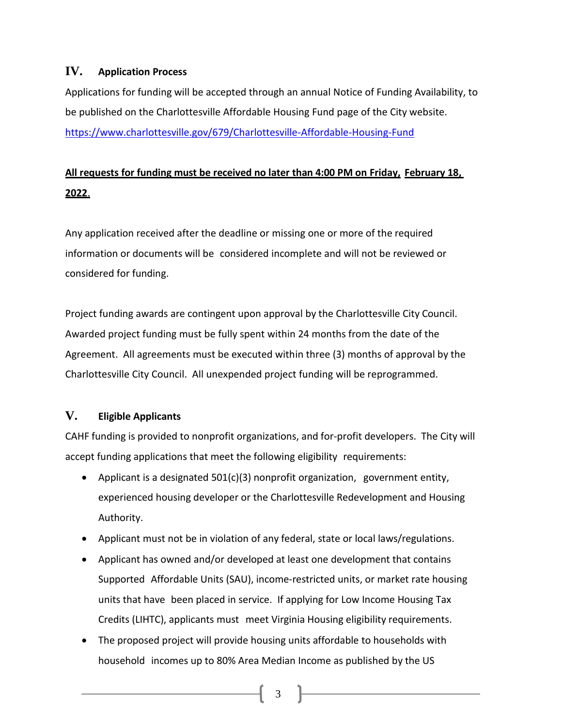## IV. Application Process

Applications for funding will be accepted through an annual Notice of Funding Availability, to be published on the Charlottesville Affordable Housing Fund page of the City website. [https://www.charlottesville.gov/679/Charlottesville-Affordable-Housing-Fund](https://www.charlottesville.gov/679/Charlottesville-Affordable-Housing-Fund)

**<u>All requests for funding must be received no later than 4:00 PM on Friday, February 18, 2022.</u>**

Any application received after the deadline or missing one or more of the required information or documents will be considered incomplete and will not be reviewed or considered for funding.

Project funding awards are contingent upon approval by the Charlottesville City Council. Awarded project funding must be fully spent within 24 months from the date of the Agreement. All agreements must be executed within three (3) months of approval by the Charlottesville City Council. All unexpended project funding will be reprogrammed.

## V. Eligible Applicants

CAHF funding is provided to nonprofit organizations, and for-profit developers. The City will accept funding applications that meet the following eligibility requirements:

- Applicant is a designated 501(c)(3) nonprofit organization, government entity, experienced housing developer or the Charlottesville Redevelopment and Housing Authority.
- Applicant must not be in violation of any federal, state or local laws/regulations.
- Applicant has owned and/or developed at least one development that contains Supported Affordable Units (SAU), income-restricted units, or market rate housing units that have been placed in service. If applying for Low Income Housing Tax Credits (LIHTC), applicants must meet Virginia Housing eligibility requirements.
- The proposed project will provide housing units affordable to households with household incomes up to 80% Area Median Income as published by the US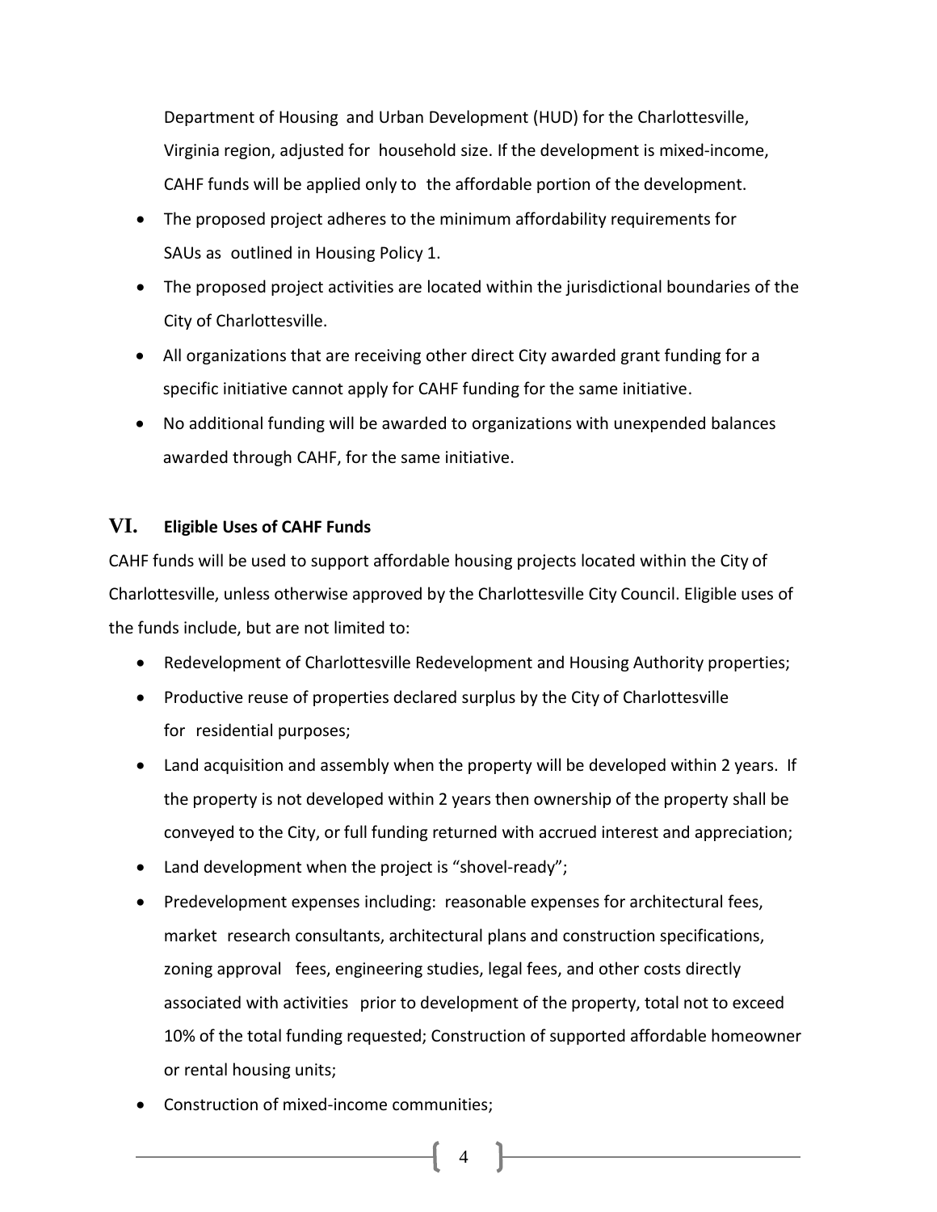Department of Housing and Urban Development (HUD) for the Charlottesville, Virginia region, adjusted for household size. If the development is mixed-income, CAHF funds will be applied only to the affordable portion of the development.

- The proposed project adheres to the minimum affordability requirements for SAUs as outlined in Housing Policy 1.
- The proposed project activities are located within the jurisdictional boundaries of the City of Charlottesville.
- All organizations that are receiving other direct City awarded grant funding for a specific initiative cannot apply for CAHF funding for the same initiative.
- No additional funding will be awarded to organizations with unexpended balances awarded through CAHF, for the same initiative.

## VI. Eligible Uses of CAHF Funds

CAHF funds will be used to support affordable housing projects located within the City of Charlottesville, unless otherwise approved by the Charlottesville City Council. Eligible uses of the funds include, but are not limited to:

- Redevelopment of Charlottesville Redevelopment and Housing Authority properties;
- Productive reuse of properties declared surplus by the City of Charlottesville for residential purposes;
- Land acquisition and assembly when the property will be developed within 2 years. If the property is not developed within 2 years then ownership of the property shall be conveyed to the City, or full funding returned with accrued interest and appreciation;
- Land development when the project is "shovel-ready";
- Predevelopment expenses including: reasonable expenses for architectural fees, market research consultants, architectural plans and construction specifications, zoning approval fees, engineering studies, legal fees, and other costs directly associated with activities prior to development of the property, total not to exceed 10% of the total funding requested; Construction of supported affordable homeowner or rental housing units;
- Construction of mixed-income communities;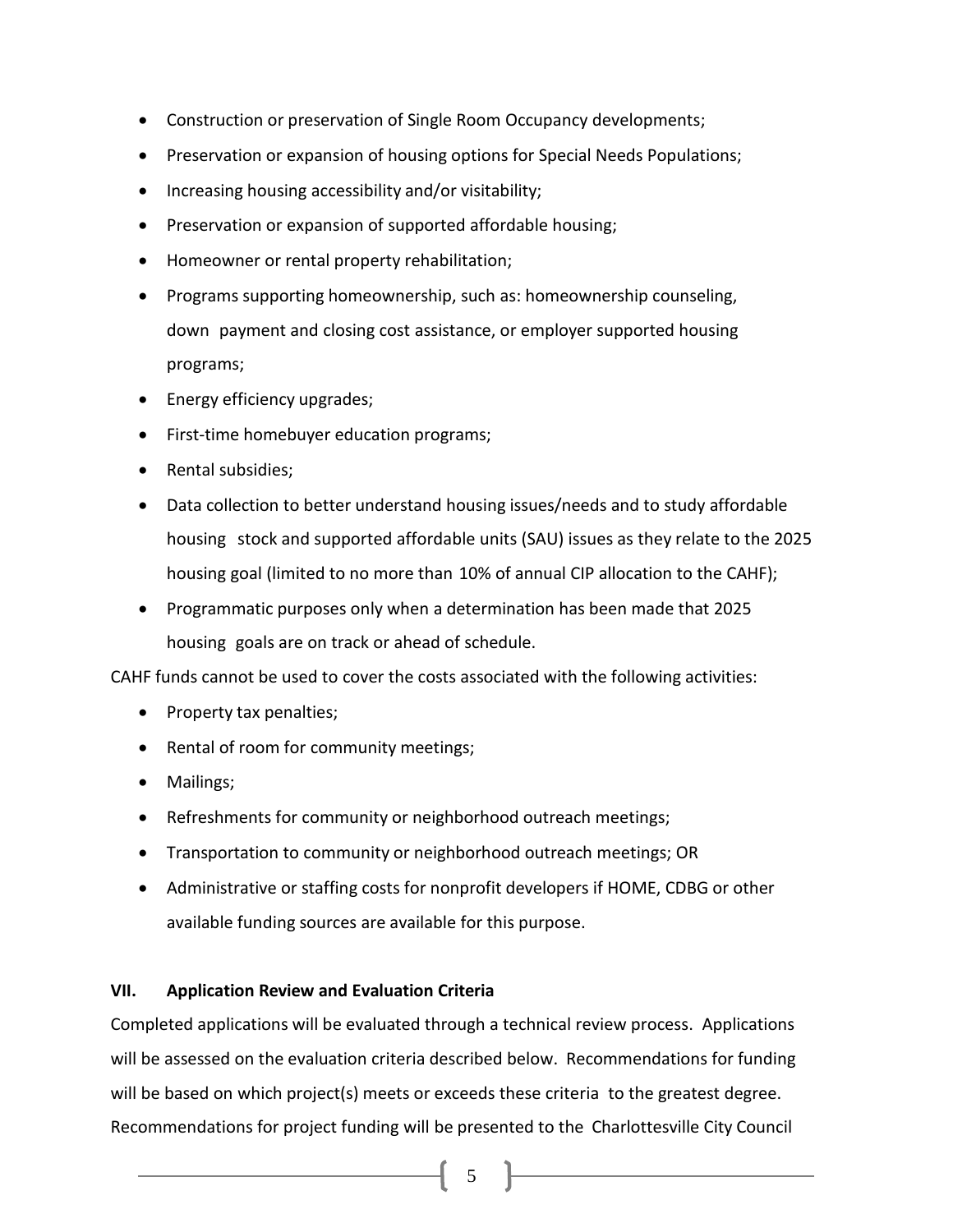- Construction or preservation of Single Room Occupancy developments;
- Preservation or expansion of housing options for Special Needs Populations;
- Increasing housing accessibility and/or visitability;
- Preservation or expansion of supported affordable housing;
- Homeowner or rental property rehabilitation;
- Programs supporting homeownership, such as: homeownership counseling, down payment and closing cost assistance, or employer supported housing programs;
- Energy efficiency upgrades;
- First-time homebuyer education programs;
- Rental subsidies;
- Data collection to better understand housing issues/needs and to study affordable housing stock and supported affordable units (SAU) issues as they relate to the 2025 housing goal (limited to no more than 10% of annual CIP allocation to the CAHF);
- Programmatic purposes only when a determination has been made that 2025 housing goals are on track or ahead of schedule.

CAHF funds cannot be used to cover the costs associated with the following activities:

- Property tax penalties;
- Rental of room for community meetings;
- Mailings;
- Refreshments for community or neighborhood outreach meetings;
- Transportation to community or neighborhood outreach meetings; OR
- Administrative or staffing costs for nonprofit developers if HOME, CDBG or other available funding sources are available for this purpose.

## VII. Application Review and Evaluation Criteria

Completed applications will be evaluated through a technical review process. Applications will be assessed on the evaluation criteria described below. Recommendations for funding will be based on which project(s) meets or exceeds these criteria to the greatest degree. Recommendations for project funding will be presented to the Charlottesville City Council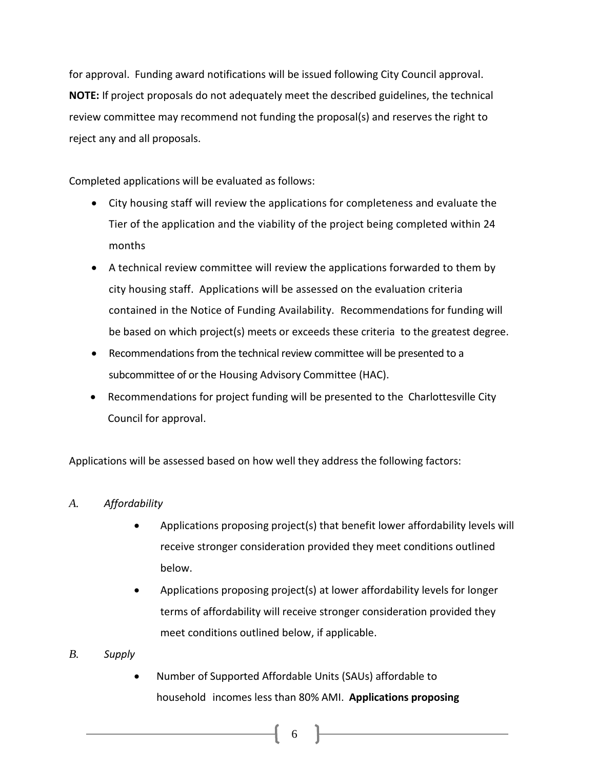for approval. Funding award notifications will be issued following City Council approval. **NOTE:** If project proposals do not adequately meet the described guidelines, the technical review committee may recommend not funding the proposal(s) and reserves the right to reject any and all proposals.

Completed applications will be evaluated as follows:

- City housing staff will review the applications for completeness and evaluate the Tier of the application and the viability of the project being completed within 24 months
- A technical review committee will review the applications forwarded to them by city housing staff. Applications will be assessed on the evaluation criteria contained in the Notice of Funding Availability. Recommendations for funding will be based on which project(s) meets or exceeds these criteria to the greatest degree.
- Recommendations from the technical review committee will be presented to a subcommittee of or the Housing Advisory Committee (HAC).
- Recommendations for project funding will be presented to the Charlottesville City Council for approval.

Applications will be assessed based on how well they address the following factors:

*A. Affordability*

- Applications proposing project(s) that benefit lower affordability levels will receive stronger consideration provided they meet conditions outlined below.
- Applications proposing project(s) at lower affordability levels for longer terms of affordability will receive stronger consideration provided they meet conditions outlined below, if applicable.

*B. Supply*

- Number of Supported Affordable Units (SAUs) affordable to household incomes less than 80% AMI. **Applications proposing**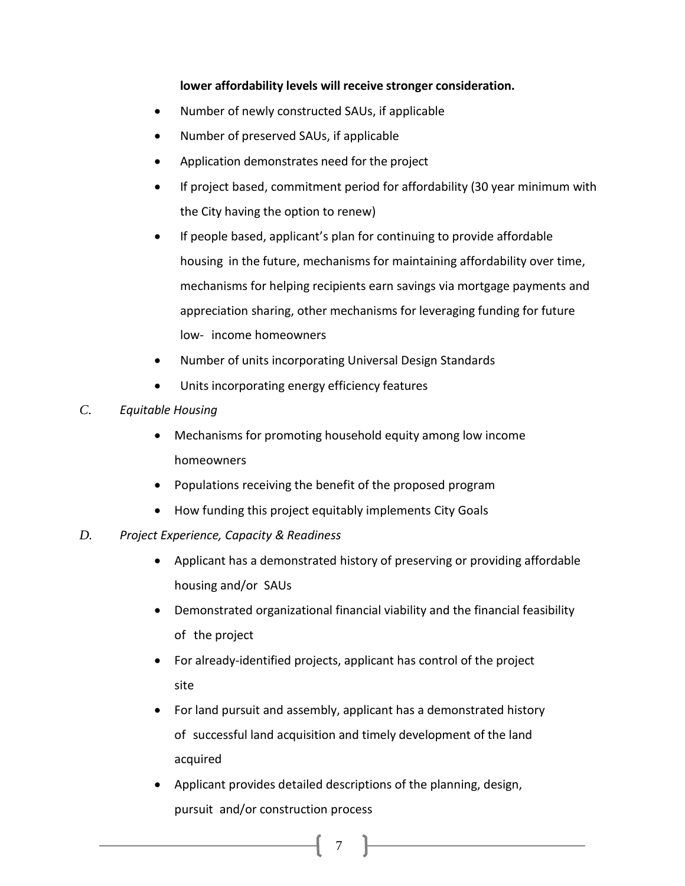**lower affordability levels will receive stronger consideration.**

- Number of newly constructed SAUs, if applicable
- Number of preserved SAUs, if applicable
- Application demonstrates need for the project
- If project based, commitment period for affordability (30 year minimum with the City having the option to renew)
- If people based, applicant's plan for continuing to provide affordable housing in the future, mechanisms for maintaining affordability over time, mechanisms for helping recipients earn savings via mortgage payments and appreciation sharing, other mechanisms for leveraging funding for future low- income homeowners
- Number of units incorporating Universal Design Standards
- Units incorporating energy efficiency features

*C. Equitable Housing*

- Mechanisms for promoting household equity among low income homeowners
- Populations receiving the benefit of the proposed program
- How funding this project equitably implements City Goals

*D. Project Experience, Capacity & Readiness*

- Applicant has a demonstrated history of preserving or providing affordable housing and/or SAUs
- Demonstrated organizational financial viability and the financial feasibility of the project
- For already-identified projects, applicant has control of the project site
- For land pursuit and assembly, applicant has a demonstrated history of successful land acquisition and timely development of the land acquired
- Applicant provides detailed descriptions of the planning, design, pursuit and/or construction process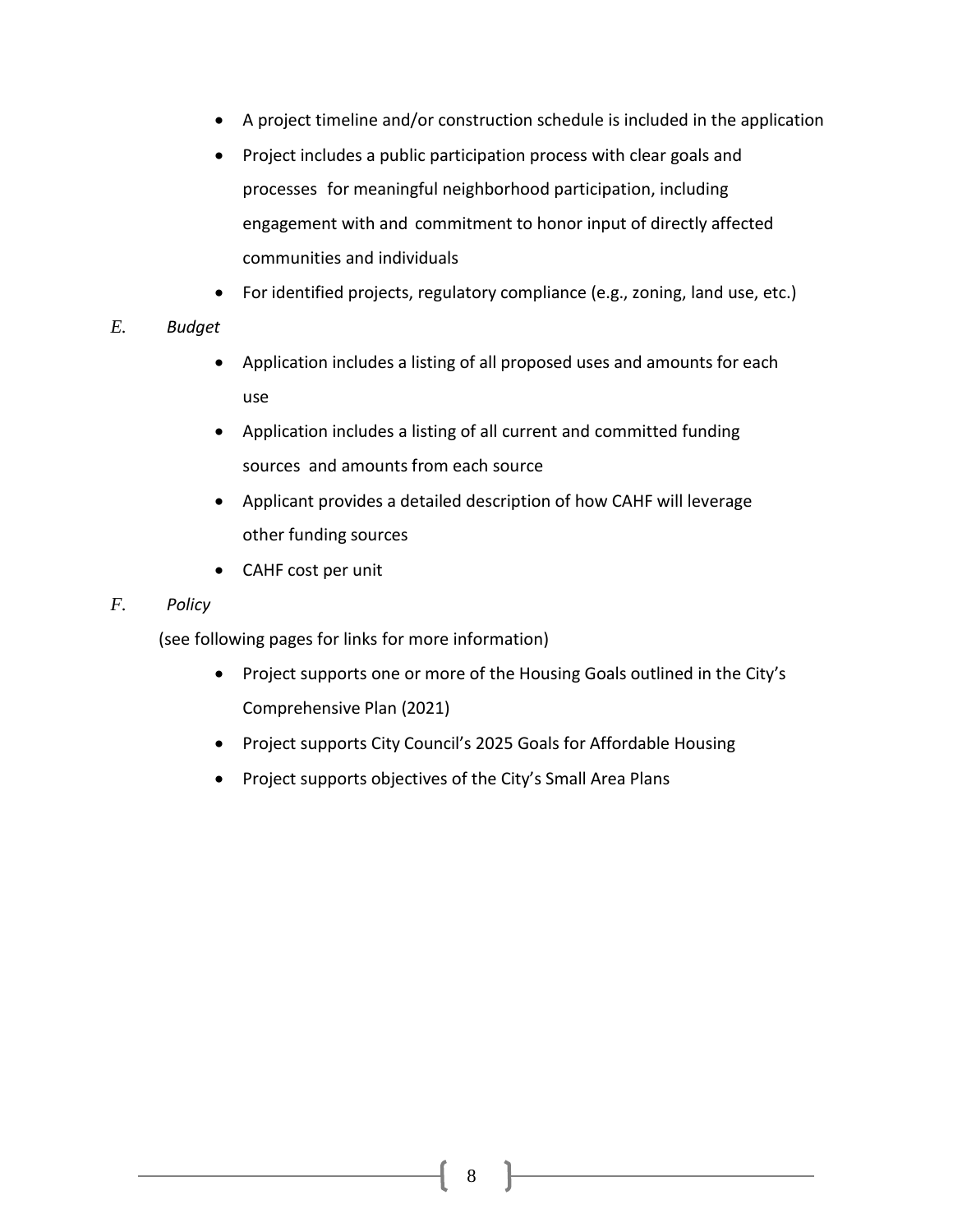- A project timeline and/or construction schedule is included in the application
- Project includes a public participation process with clear goals and processes for meaningful neighborhood participation, including engagement with and commitment to honor input of directly affected communities and individuals
- For identified projects, regulatory compliance (e.g., zoning, land use, etc.)

E. *Budget*

- Application includes a listing of all proposed uses and amounts for each use
- Application includes a listing of all current and committed funding sources and amounts from each source
- Applicant provides a detailed description of how CAHF will leverage other funding sources
- CAHF cost per unit

F. *Policy*

(see following pages for links for more information)

- Project supports one or more of the Housing Goals outlined in the City's Comprehensive Plan (2021)
- Project supports City Council's 2025 Goals for Affordable Housing
- Project supports objectives of the City's Small Area Plans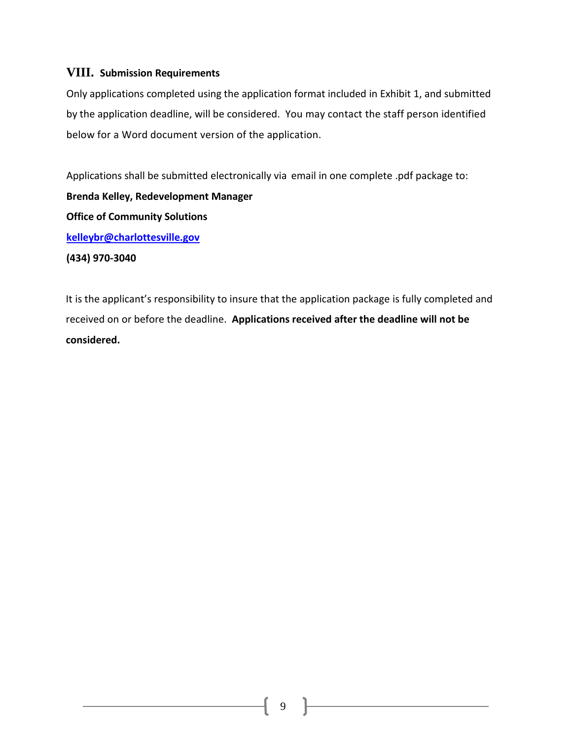## VIII. Submission Requirements

Only applications completed using the application format included in Exhibit 1, and submitted by the application deadline, will be considered. You may contact the staff person identified below for a Word document version of the application.

Applications shall be submitted electronically via email in one complete .pdf package to:

**Brenda Kelley, Redevelopment Manager**

**Office of Community Solutions**

**[kelleybr@charlottesville.gov](mailto:kelleybr@charlottesville.gov)**

**(434) 970-3040**

It is the applicant's responsibility to insure that the application package is fully completed and received on or before the deadline. **Applications received after the deadline will not be considered.**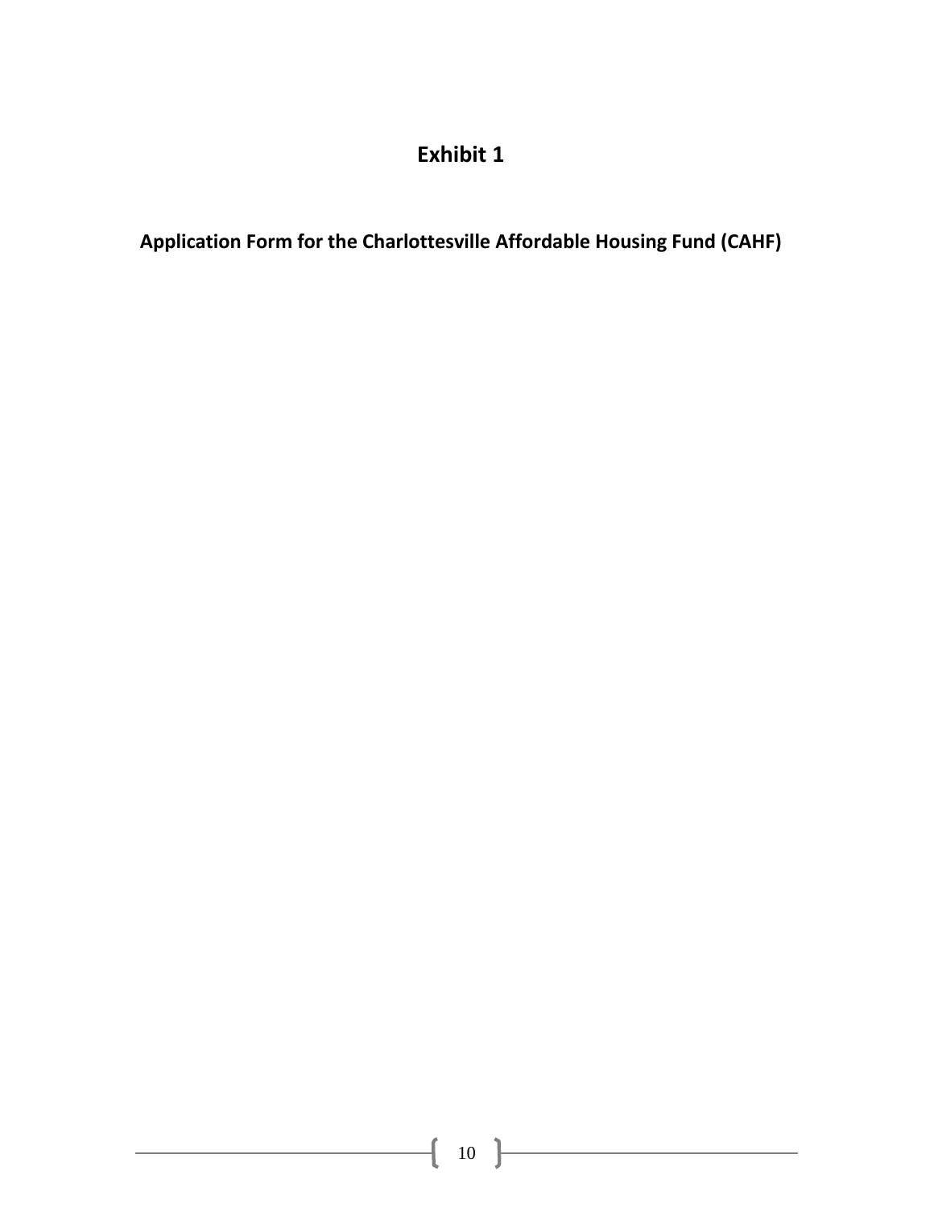# Exhibit 1

## Application Form for the Charlottesville Affordable Housing Fund (CAHF)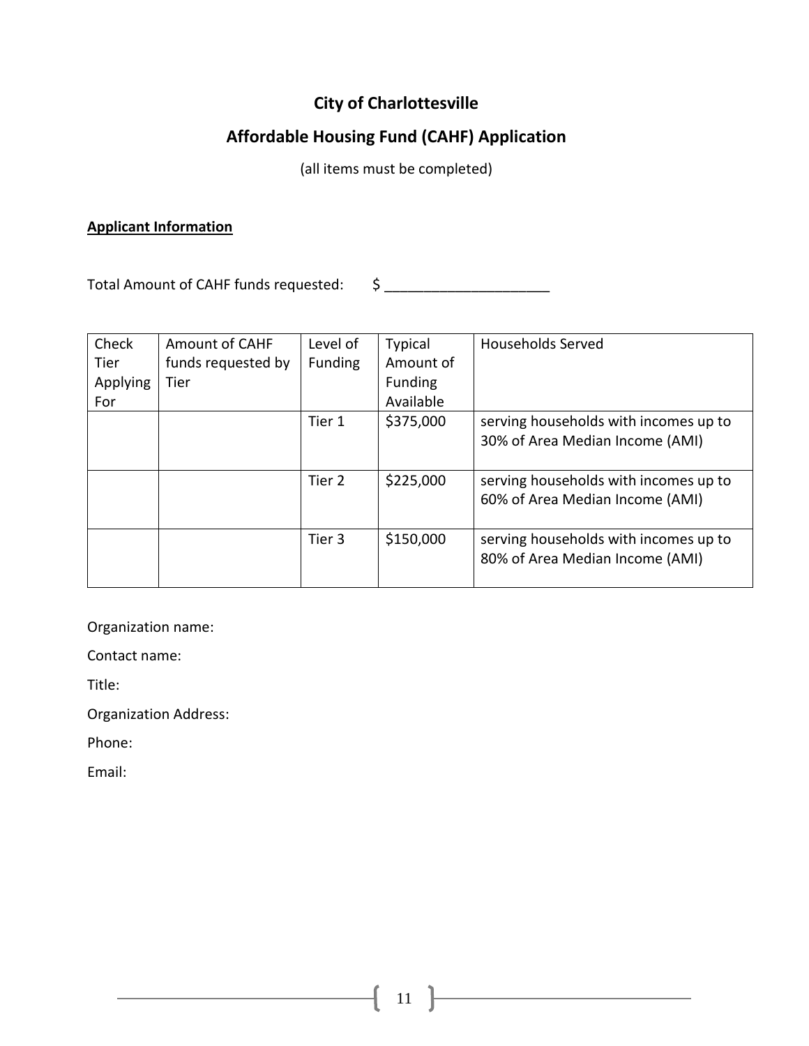# City of Charlottesville

## Affordable Housing Fund (CAHF) Application

(all items must be completed)

**Applicant Information**

Total Amount of CAHF funds requested: $ ____________________

| Check Tier Applying For | Amount of CAHF funds requested by Tier | Level of Funding | Typical Amount of Funding Available | Households Served |
|---|---|---|---|---|
| | | Tier 1 | $375,000 | serving households with incomes up to 30% of Area Median Income (AMI) |
| | | Tier 2 | $225,000 | serving households with incomes up to 60% of Area Median Income (AMI) |
| | | Tier 3 | $150,000 | serving households with incomes up to 80% of Area Median Income (AMI) |

Organization name:

Contact name:

Title:

Organization Address:

Phone:

Email: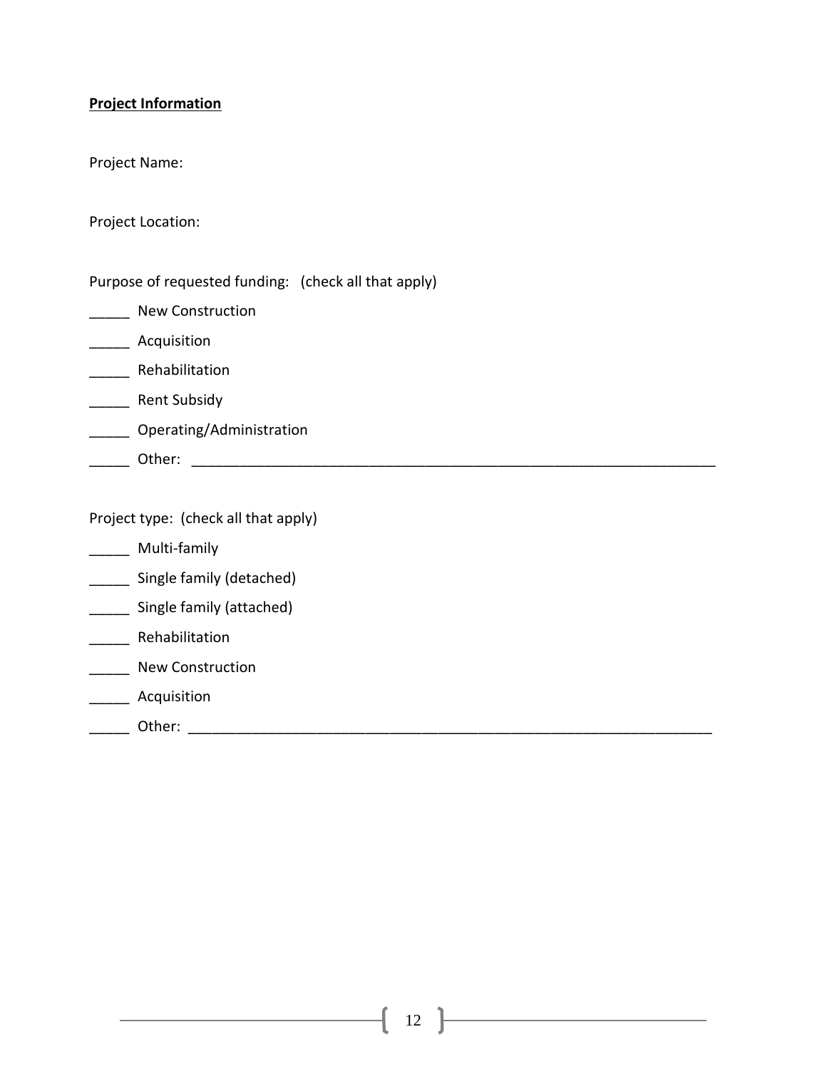**Project Information**

Project Name:

Project Location:

Purpose of requested funding:   (check all that apply)

_____ New Construction

_____ Acquisition

_____ Rehabilitation

_____ Rent Subsidy

_____ Operating/Administration

_____ Other: ___________________________________________________________________

Project type:  (check all that apply)

_____ Multi-family

_____ Single family (detached)

_____ Single family (attached)

_____ Rehabilitation

_____ New Construction

_____ Acquisition

_____ Other: ___________________________________________________________________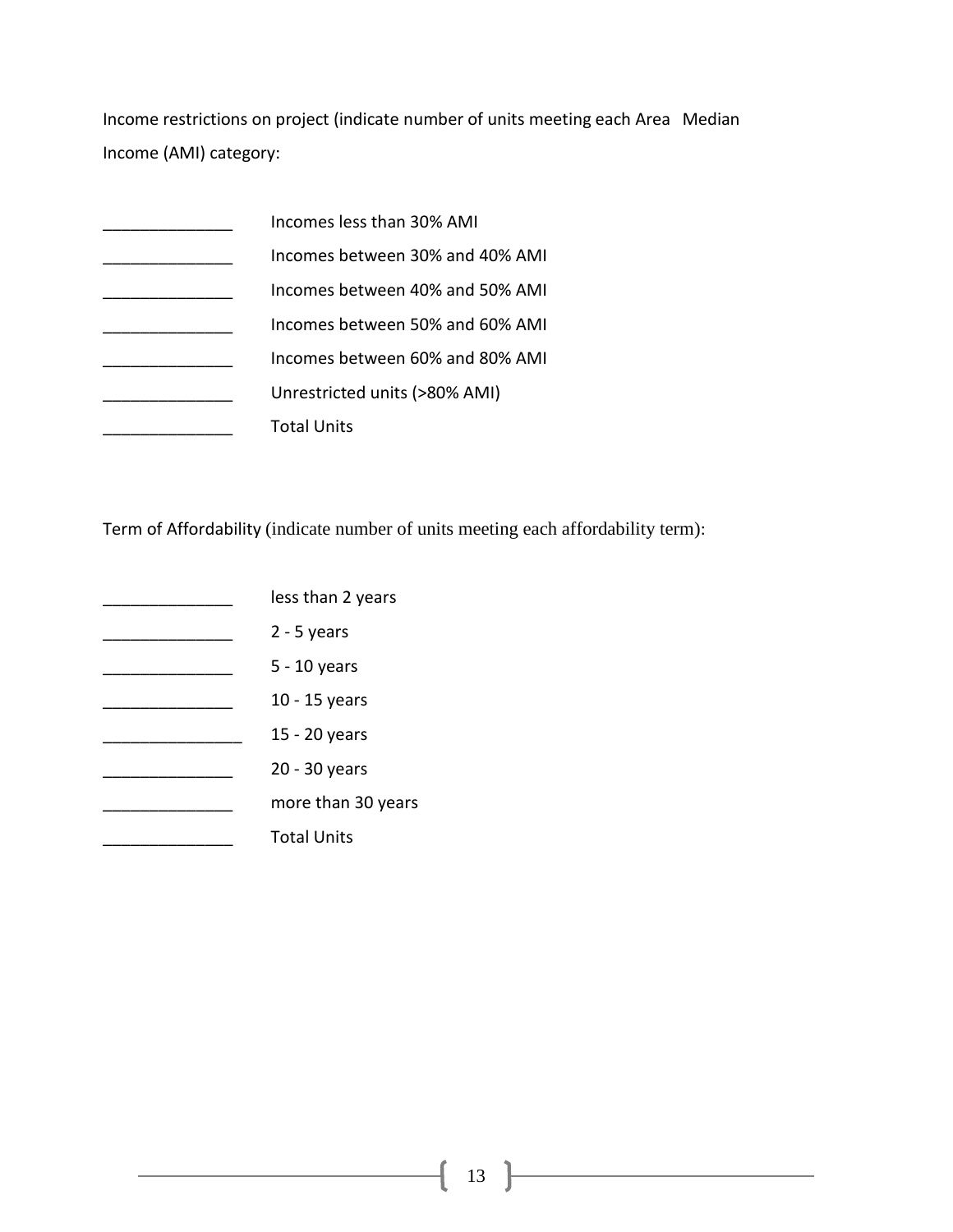Income restrictions on project (indicate number of units meeting each Area Median Income (AMI) category:

______________ Incomes less than 30% AMI

______________ Incomes between 30% and 40% AMI

______________ Incomes between 40% and 50% AMI

______________ Incomes between 50% and 60% AMI

______________ Incomes between 60% and 80% AMI

______________ Unrestricted units (>80% AMI)

______________ Total Units

Term of Affordability (indicate number of units meeting each affordability term):

______________ less than 2 years

______________ 2 - 5 years

______________ 5 - 10 years

______________ 10 - 15 years

_______________ 15 - 20 years

______________ 20 - 30 years

______________ more than 30 years

______________ Total Units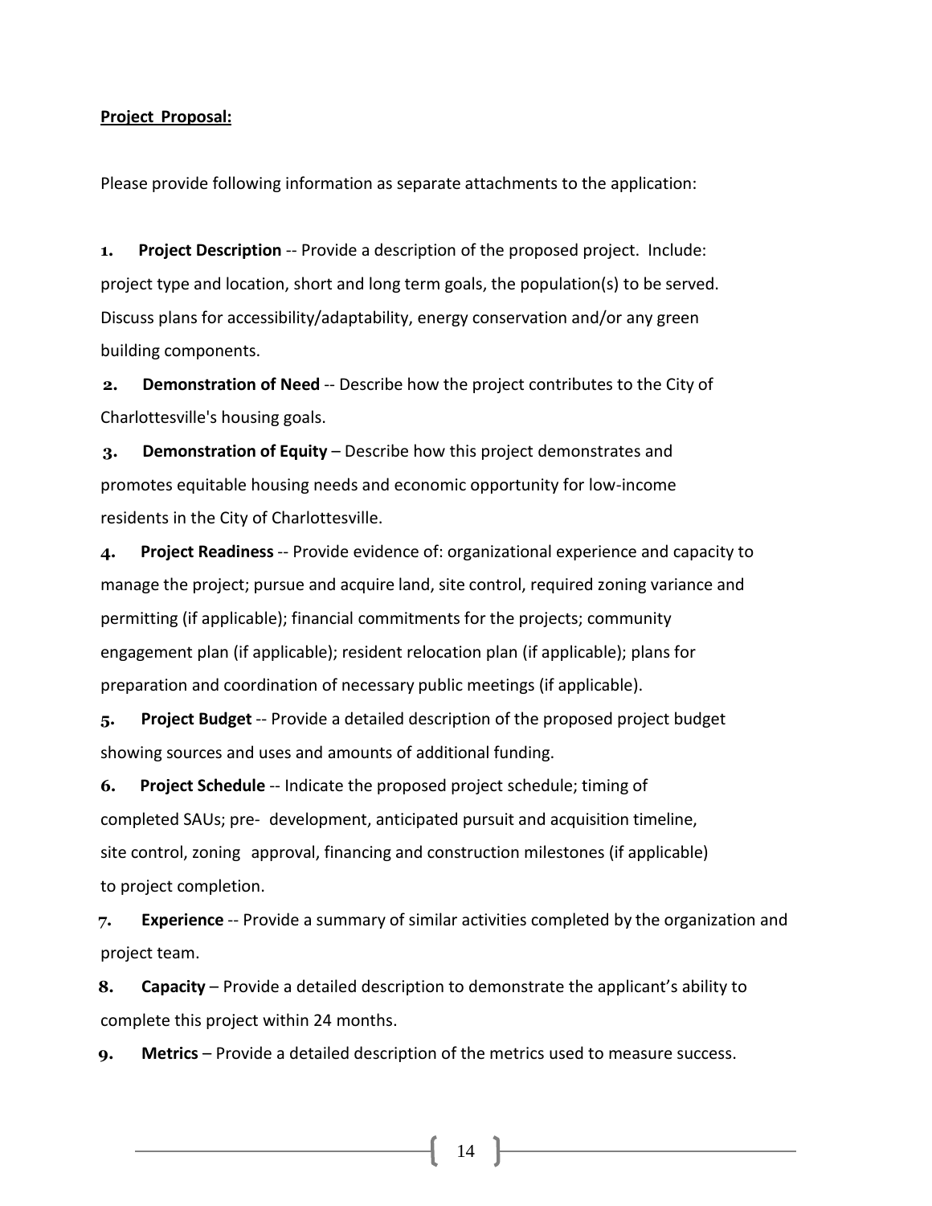**Project Proposal:**

Please provide following information as separate attachments to the application:

1. **Project Description** -- Provide a description of the proposed project. Include: project type and location, short and long term goals, the population(s) to be served. Discuss plans for accessibility/adaptability, energy conservation and/or any green building components.

2. **Demonstration of Need** -- Describe how the project contributes to the City of Charlottesville's housing goals.

3. **Demonstration of Equity** – Describe how this project demonstrates and promotes equitable housing needs and economic opportunity for low-income residents in the City of Charlottesville.

4. **Project Readiness** -- Provide evidence of: organizational experience and capacity to manage the project; pursue and acquire land, site control, required zoning variance and permitting (if applicable); financial commitments for the projects; community engagement plan (if applicable); resident relocation plan (if applicable); plans for preparation and coordination of necessary public meetings (if applicable).

5. **Project Budget** -- Provide a detailed description of the proposed project budget showing sources and uses and amounts of additional funding.

6. **Project Schedule** -- Indicate the proposed project schedule; timing of completed SAUs; pre- development, anticipated pursuit and acquisition timeline, site control, zoning approval, financing and construction milestones (if applicable) to project completion.

7. **Experience** -- Provide a summary of similar activities completed by the organization and project team.

8. **Capacity** – Provide a detailed description to demonstrate the applicant's ability to complete this project within 24 months.

9. **Metrics** – Provide a detailed description of the metrics used to measure success.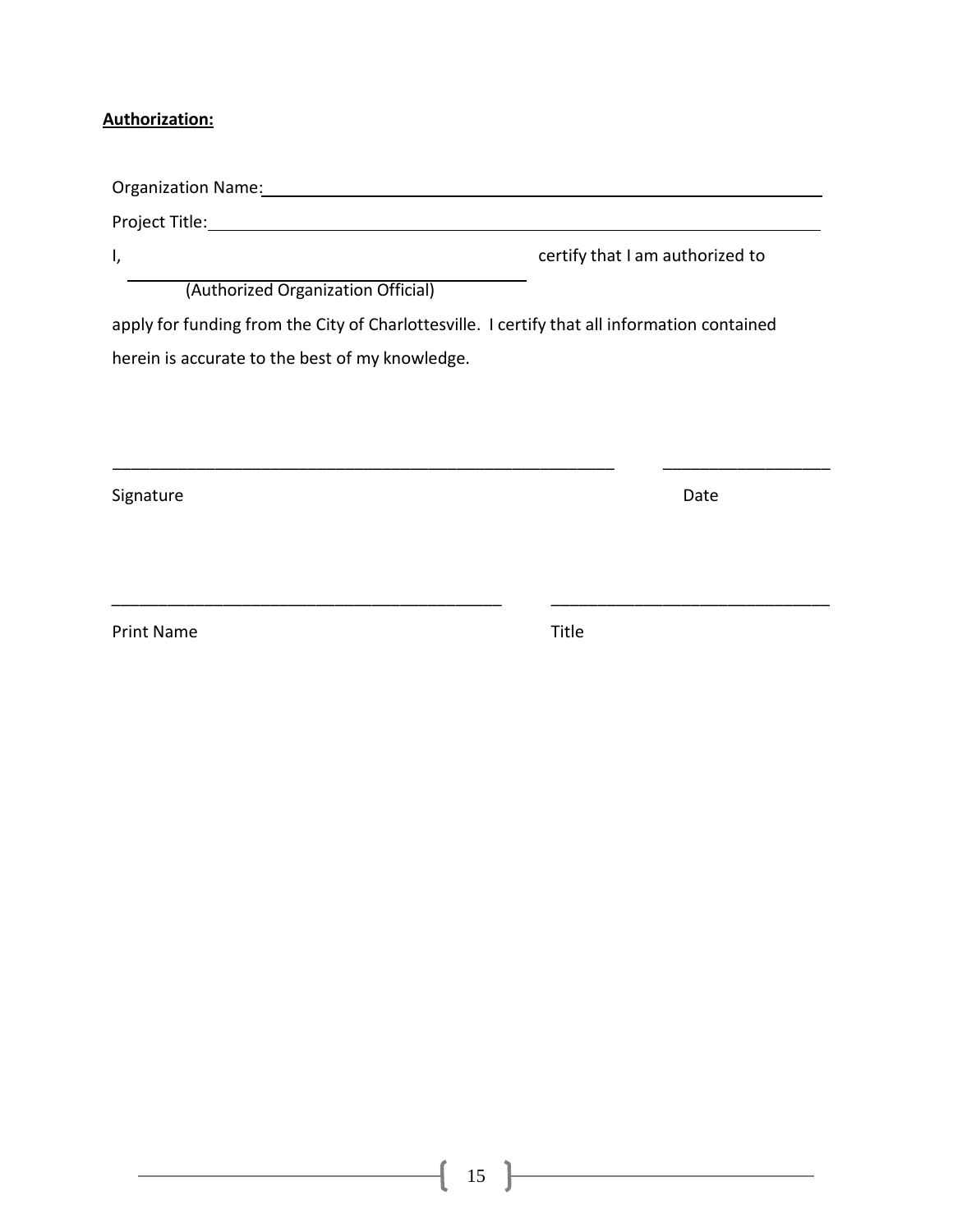**Authorization:**

Organization Name: ______________________________________________

Project Title: ______________________________________________

I, ______________________________ certify that I am authorized to
(Authorized Organization Official)

apply for funding from the City of Charlottesville. I certify that all information contained herein is accurate to the best of my knowledge.

________________________________________________________ ___________________

Signature Date

___________________________________________ _______________________________

Print Name Title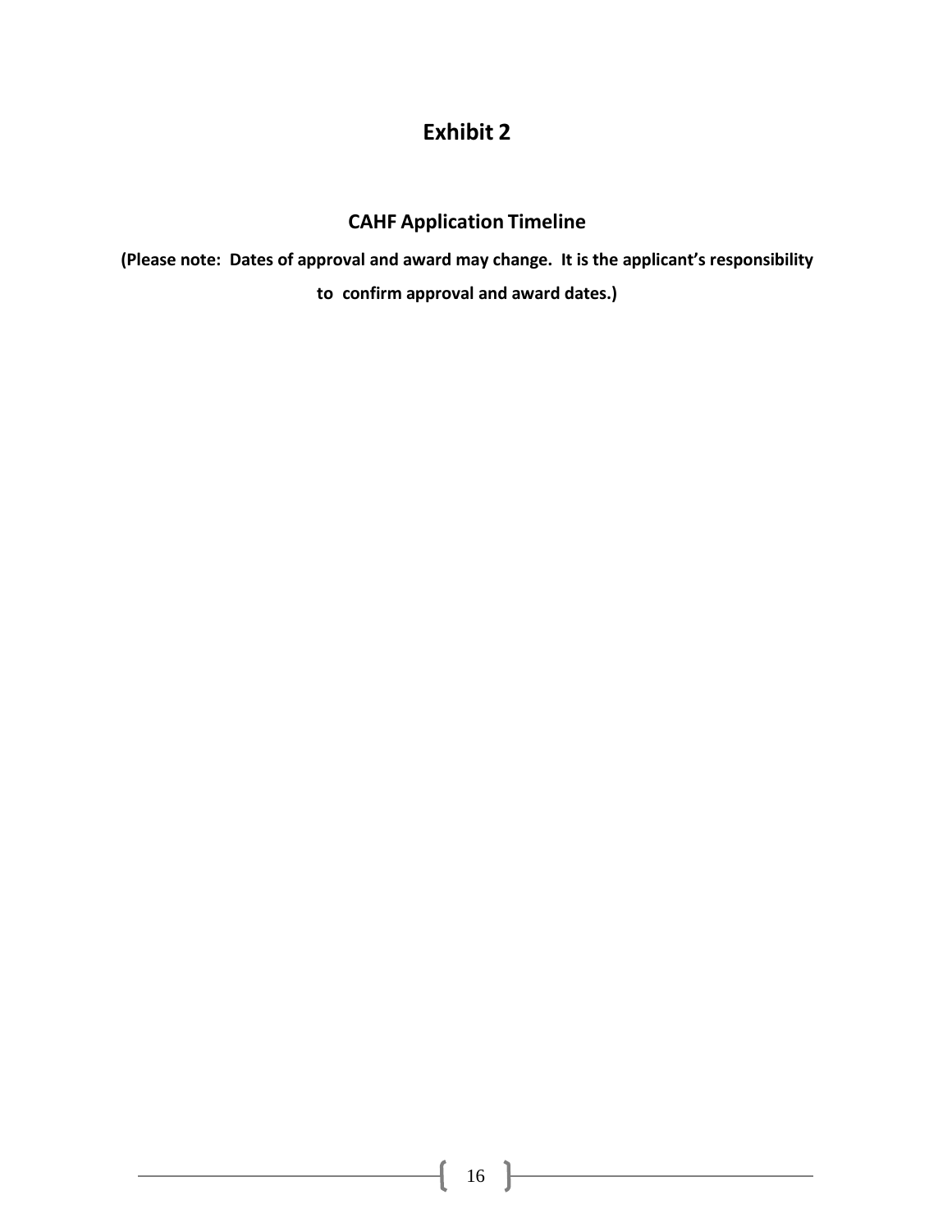# Exhibit 2

## CAHF Application Timeline

**(Please note: Dates of approval and award may change. It is the applicant's responsibility to confirm approval and award dates.)**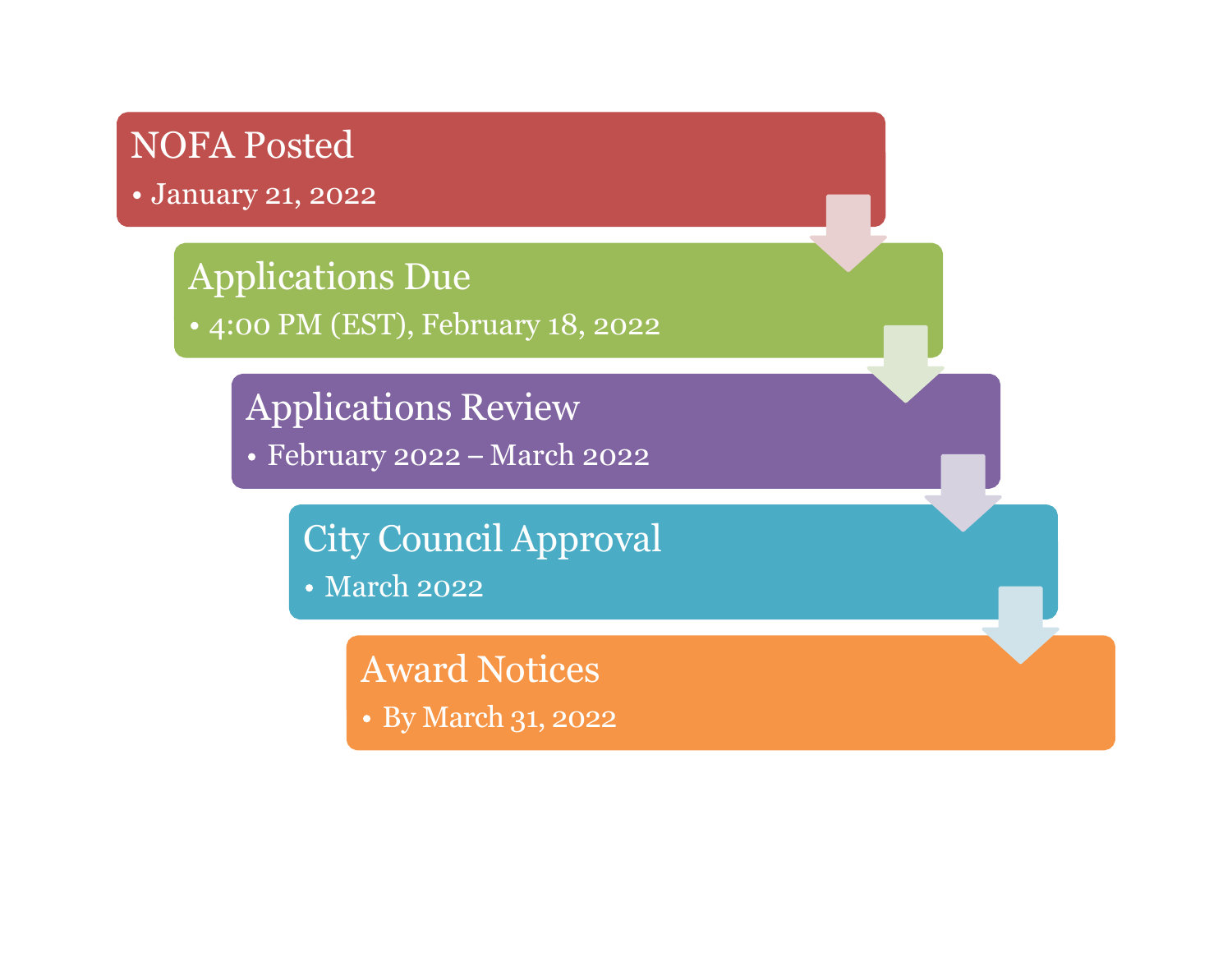**NOFA Posted**
- January 21, 2022

**Applications Due**
- 4:00 PM (EST), February 18, 2022

**Applications Review**
- February 2022 – March 2022

**City Council Approval**
- March 2022

**Award Notices**
- By March 31, 2022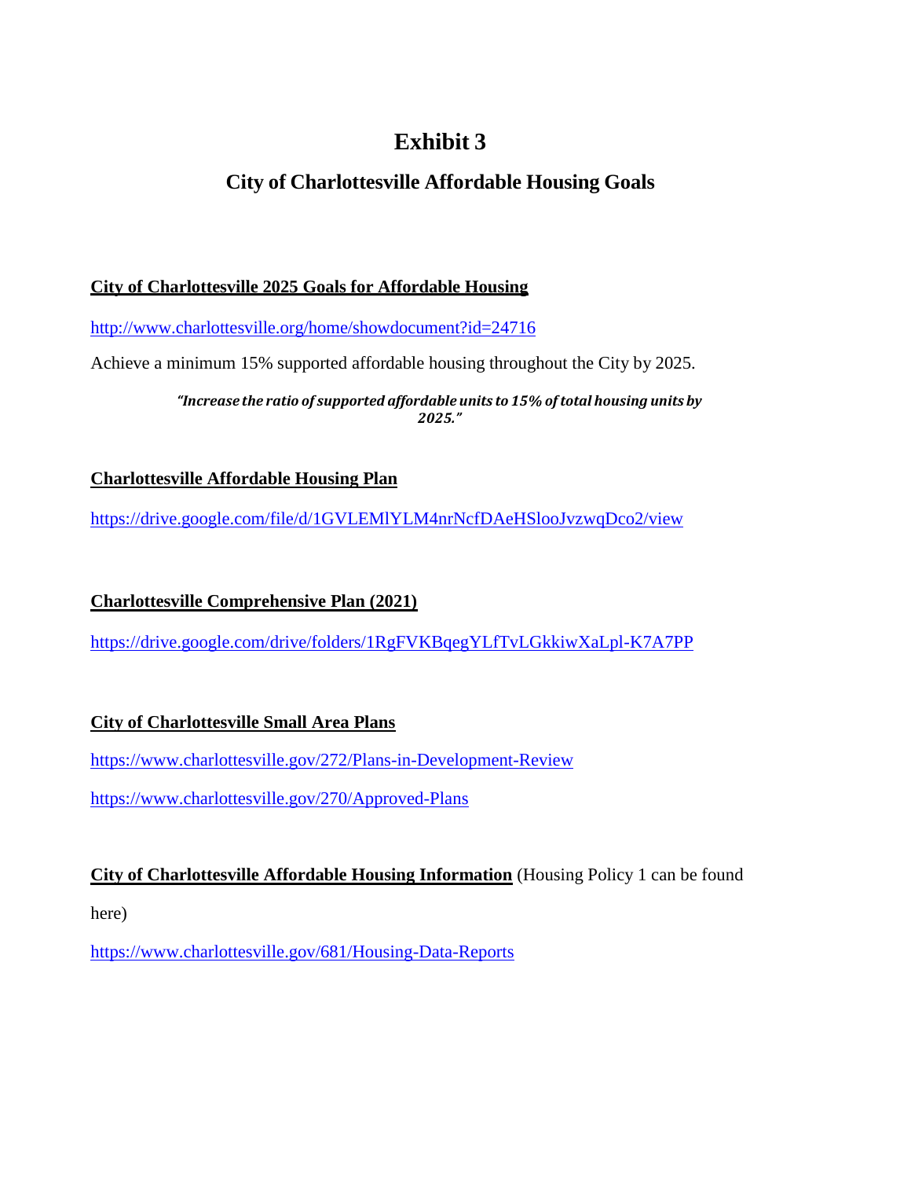# Exhibit 3

## City of Charlottesville Affordable Housing Goals

**City of Charlottesville 2025 Goals for Affordable Housing**

http://www.charlottesville.org/home/showdocument?id=24716

Achieve a minimum 15% supported affordable housing throughout the City by 2025.

> ***"Increase the ratio of supported affordable units to 15% of total housing units by 2025."***

**Charlottesville Affordable Housing Plan**

https://drive.google.com/file/d/1GVLEMlYLM4nrNcfDAeHSlooJvzwqDco2/view

**Charlottesville Comprehensive Plan (2021)**

https://drive.google.com/drive/folders/1RgFVKBqegYLfTvLGkkiwXaLpl-K7A7PP

**City of Charlottesville Small Area Plans**

https://www.charlottesville.gov/272/Plans-in-Development-Review

https://www.charlottesville.gov/270/Approved-Plans

**City of Charlottesville Affordable Housing Information** (Housing Policy 1 can be found here)

https://www.charlottesville.gov/681/Housing-Data-Reports